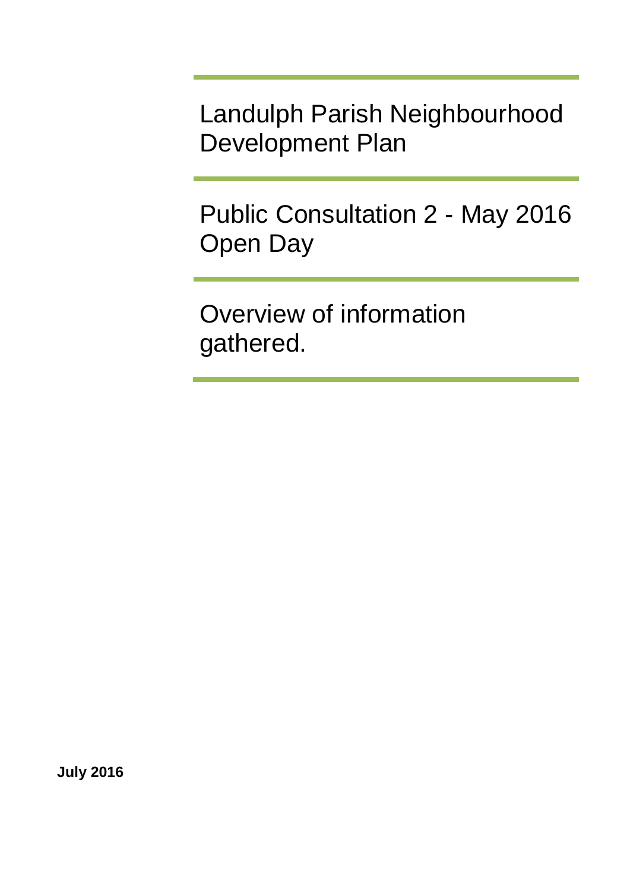# Landulph Parish Neighbourhood Development Plan

## Public Consultation 2 - May 2016 Open Day

## Overview of information gathered.

**July 2016**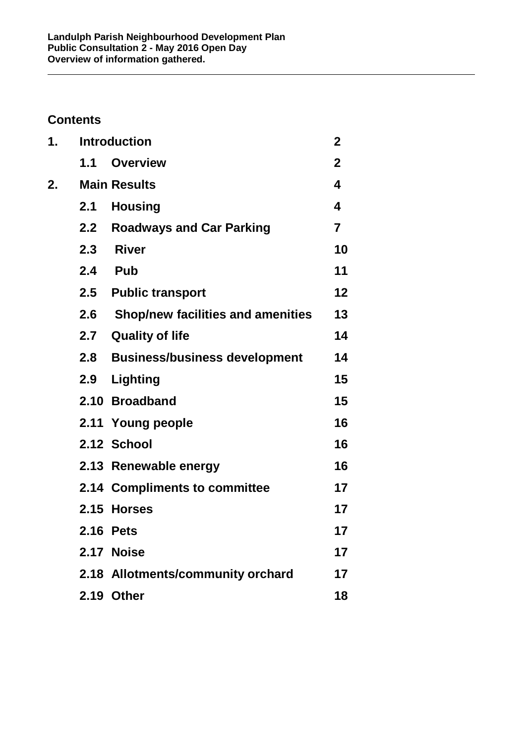## Contents

| | | |
|---|---|---|
| **1.** | **Introduction** | **2** |
| | **1.1 Overview** | **2** |
| **2.** | **Main Results** | **4** |
| | **2.1 Housing** | **4** |
| | **2.2 Roadways and Car Parking** | **7** |
| | **2.3 River** | **10** |
| | **2.4 Pub** | **11** |
| | **2.5 Public transport** | **12** |
| | **2.6 Shop/new facilities and amenities** | **13** |
| | **2.7 Quality of life** | **14** |
| | **2.8 Business/business development** | **14** |
| | **2.9 Lighting** | **15** |
| | **2.10 Broadband** | **15** |
| | **2.11 Young people** | **16** |
| | **2.12 School** | **16** |
| | **2.13 Renewable energy** | **16** |
| | **2.14 Compliments to committee** | **17** |
| | **2.15 Horses** | **17** |
| | **2.16 Pets** | **17** |
| | **2.17 Noise** | **17** |
| | **2.18 Allotments/community orchard** | **17** |
| | **2.19 Other** | **18** |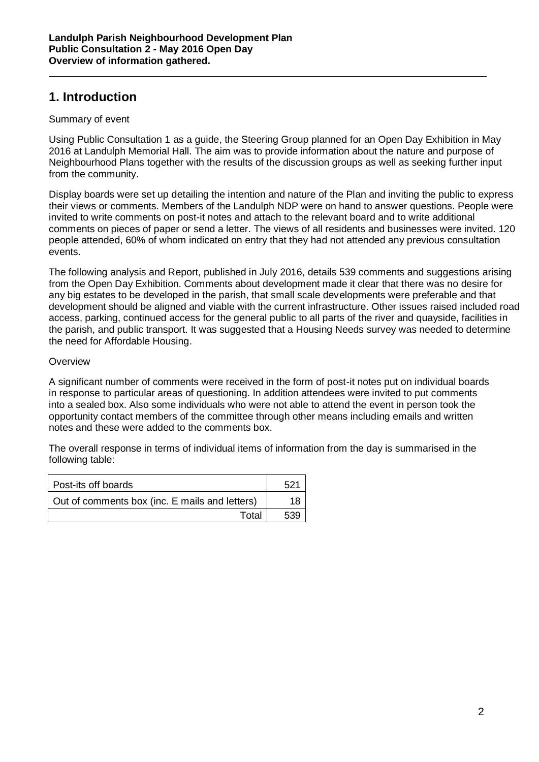**Landulph Parish Neighbourhood Development Plan**
**Public Consultation 2 - May 2016 Open Day**
**Overview of information gathered.**

## 1. Introduction

Summary of event

Using Public Consultation 1 as a guide, the Steering Group planned for an Open Day Exhibition in May 2016 at Landulph Memorial Hall. The aim was to provide information about the nature and purpose of Neighbourhood Plans together with the results of the discussion groups as well as seeking further input from the community.

Display boards were set up detailing the intention and nature of the Plan and inviting the public to express their views or comments. Members of the Landulph NDP were on hand to answer questions. People were invited to write comments on post-it notes and attach to the relevant board and to write additional comments on pieces of paper or send a letter. The views of all residents and businesses were invited. 120 people attended, 60% of whom indicated on entry that they had not attended any previous consultation events.

The following analysis and Report, published in July 2016, details 539 comments and suggestions arising from the Open Day Exhibition. Comments about development made it clear that there was no desire for any big estates to be developed in the parish, that small scale developments were preferable and that development should be aligned and viable with the current infrastructure. Other issues raised included road access, parking, continued access for the general public to all parts of the river and quayside, facilities in the parish, and public transport. It was suggested that a Housing Needs survey was needed to determine the need for Affordable Housing.

Overview

A significant number of comments were received in the form of post-it notes put on individual boards in response to particular areas of questioning. In addition attendees were invited to put comments into a sealed box. Also some individuals who were not able to attend the event in person took the opportunity contact members of the committee through other means including emails and written notes and these were added to the comments box.

The overall response in terms of individual items of information from the day is summarised in the following table:

| | |
|---|---|
| Post-its off boards | 521 |
| Out of comments box (inc. E mails and letters) | 18 |
| Total | 539 |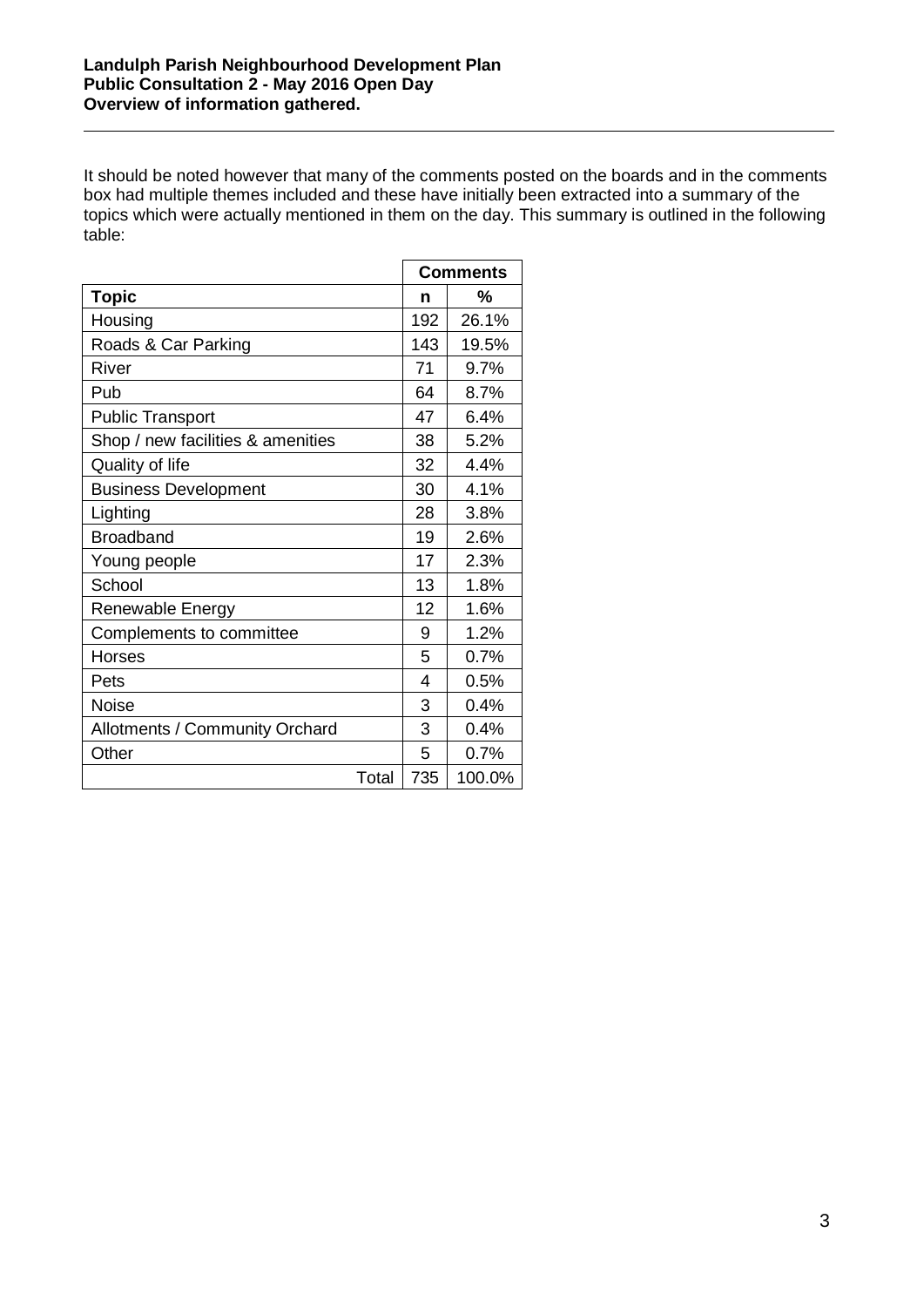It should be noted however that many of the comments posted on the boards and in the comments box had multiple themes included and these have initially been extracted into a summary of the topics which were actually mentioned in them on the day. This summary is outlined in the following table:

| | Comments | |
|---|---|---|
| **Topic** | **n** | **%** |
| Housing | 192 | 26.1% |
| Roads & Car Parking | 143 | 19.5% |
| River | 71 | 9.7% |
| Pub | 64 | 8.7% |
| Public Transport | 47 | 6.4% |
| Shop / new facilities & amenities | 38 | 5.2% |
| Quality of life | 32 | 4.4% |
| Business Development | 30 | 4.1% |
| Lighting | 28 | 3.8% |
| Broadband | 19 | 2.6% |
| Young people | 17 | 2.3% |
| School | 13 | 1.8% |
| Renewable Energy | 12 | 1.6% |
| Complements to committee | 9 | 1.2% |
| Horses | 5 | 0.7% |
| Pets | 4 | 0.5% |
| Noise | 3 | 0.4% |
| Allotments / Community Orchard | 3 | 0.4% |
| Other | 5 | 0.7% |
| Total | 735 | 100.0% |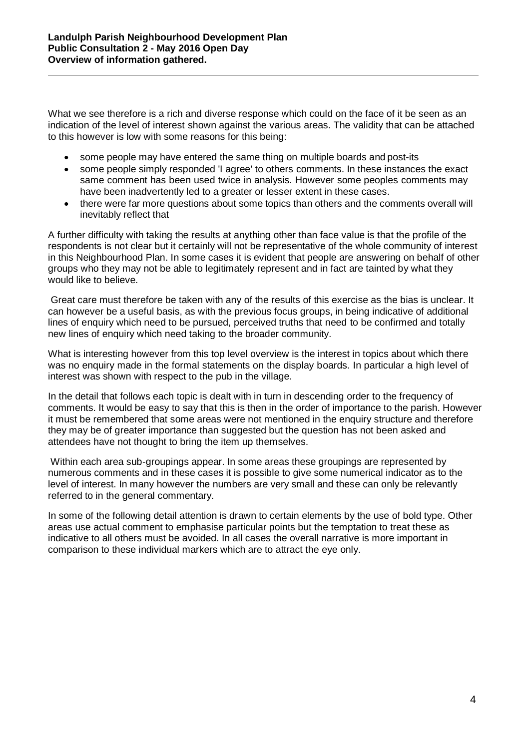What we see therefore is a rich and diverse response which could on the face of it be seen as an indication of the level of interest shown against the various areas. The validity that can be attached to this however is low with some reasons for this being:

- some people may have entered the same thing on multiple boards and post-its
- some people simply responded 'I agree' to others comments. In these instances the exact same comment has been used twice in analysis. However some peoples comments may have been inadvertently led to a greater or lesser extent in these cases.
- there were far more questions about some topics than others and the comments overall will inevitably reflect that

A further difficulty with taking the results at anything other than face value is that the profile of the respondents is not clear but it certainly will not be representative of the whole community of interest in this Neighbourhood Plan. In some cases it is evident that people are answering on behalf of other groups who they may not be able to legitimately represent and in fact are tainted by what they would like to believe.

Great care must therefore be taken with any of the results of this exercise as the bias is unclear. It can however be a useful basis, as with the previous focus groups, in being indicative of additional lines of enquiry which need to be pursued, perceived truths that need to be confirmed and totally new lines of enquiry which need taking to the broader community.

What is interesting however from this top level overview is the interest in topics about which there was no enquiry made in the formal statements on the display boards. In particular a high level of interest was shown with respect to the pub in the village.

In the detail that follows each topic is dealt with in turn in descending order to the frequency of comments. It would be easy to say that this is then in the order of importance to the parish. However it must be remembered that some areas were not mentioned in the enquiry structure and therefore they may be of greater importance than suggested but the question has not been asked and attendees have not thought to bring the item up themselves.

Within each area sub-groupings appear. In some areas these groupings are represented by numerous comments and in these cases it is possible to give some numerical indicator as to the level of interest. In many however the numbers are very small and these can only be relevantly referred to in the general commentary.

In some of the following detail attention is drawn to certain elements by the use of bold type. Other areas use actual comment to emphasise particular points but the temptation to treat these as indicative to all others must be avoided. In all cases the overall narrative is more important in comparison to these individual markers which are to attract the eye only.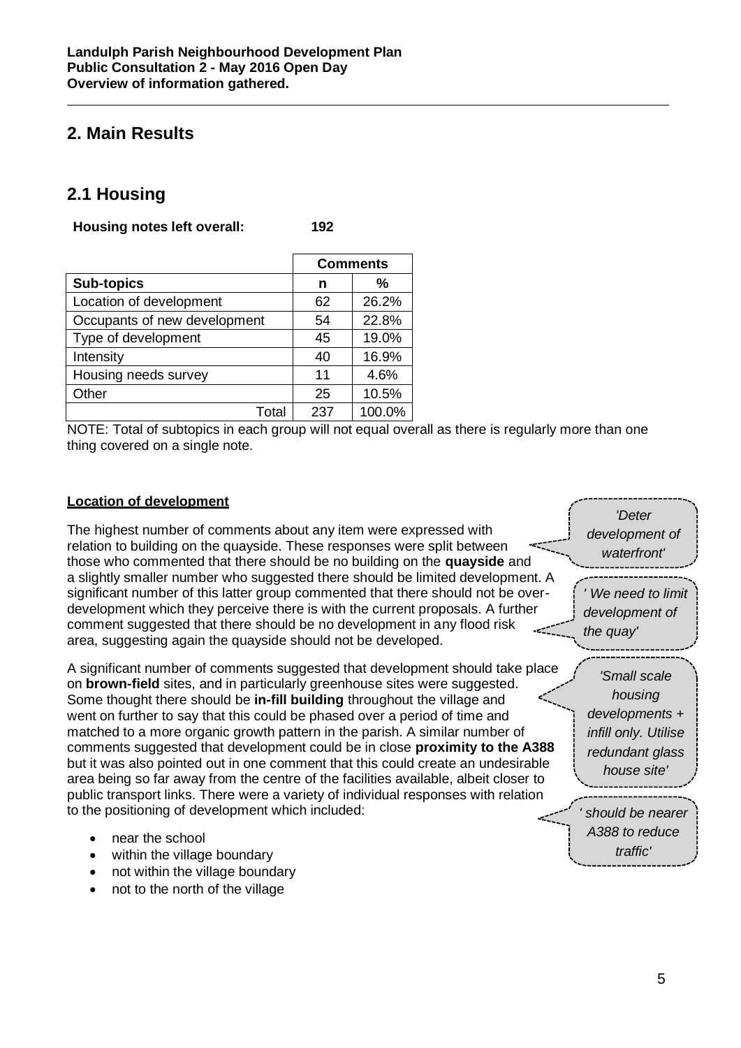## 2. Main Results

## 2.1 Housing

**Housing notes left overall: 192**

| | Comments | |
|---|---|---|
| **Sub-topics** | **n** | **%** |
| Location of development | 62 | 26.2% |
| Occupants of new development | 54 | 22.8% |
| Type of development | 45 | 19.0% |
| Intensity | 40 | 16.9% |
| Housing needs survey | 11 | 4.6% |
| Other | 25 | 10.5% |
| Total | 237 | 100.0% |

NOTE: Total of subtopics in each group will not equal overall as there is regularly more than one thing covered on a single note.

**Location of development**

The highest number of comments about any item were expressed with relation to building on the quayside. These responses were split between those who commented that there should be no building on the **quayside** and a slightly smaller number who suggested there should be limited development. A significant number of this latter group commented that there should not be over-development which they perceive there is with the current proposals. A further comment suggested that there should be no development in any flood risk area, suggesting again the quayside should not be developed.

*'Deter development of waterfront'*

*' We need to limit development of the quay'*

A significant number of comments suggested that development should take place on **brown-field** sites, and in particularly greenhouse sites were suggested. Some thought there should be **in-fill building** throughout the village and went on further to say that this could be phased over a period of time and matched to a more organic growth pattern in the parish. A similar number of comments suggested that development could be in close **proximity to the A388** but it was also pointed out in one comment that this could create an undesirable area being so far away from the centre of the facilities available, albeit closer to public transport links. There were a variety of individual responses with relation to the positioning of development which included:

*'Small scale housing developments + infill only. Utilise redundant glass house site'*

*' should be nearer A388 to reduce traffic'*

- near the school
- within the village boundary
- not within the village boundary
- not to the north of the village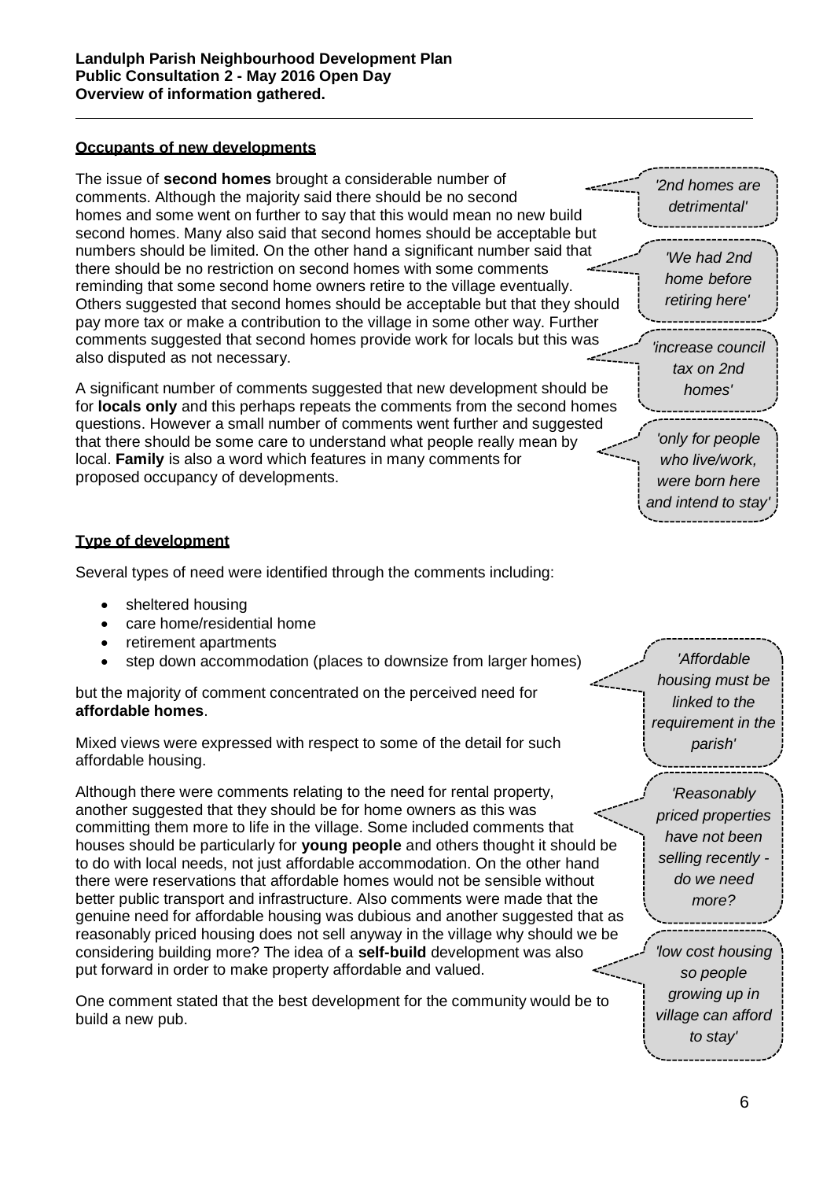## Occupants of new developments

The issue of **second homes** brought a considerable number of comments. Although the majority said there should be no second homes and some went on further to say that this would mean no new build second homes. Many also said that second homes should be acceptable but numbers should be limited. On the other hand a significant number said that there should be no restriction on second homes with some comments reminding that some second home owners retire to the village eventually. Others suggested that second homes should be acceptable but that they should pay more tax or make a contribution to the village in some other way. Further comments suggested that second homes provide work for locals but this was also disputed as not necessary.

> *'2nd homes are detrimental'*

> *'We had 2nd home before retiring here'*

> *'increase council tax on 2nd homes'*

A significant number of comments suggested that new development should be for **locals only** and this perhaps repeats the comments from the second homes questions. However a small number of comments went further and suggested that there should be some care to understand what people really mean by local. **Family** is also a word which features in many comments for proposed occupancy of developments.

> *'only for people who live/work, were born here and intend to stay'*

## Type of development

Several types of need were identified through the comments including:

- sheltered housing
- care home/residential home
- retirement apartments
- step down accommodation (places to downsize from larger homes)

but the majority of comment concentrated on the perceived need for **affordable homes**.

> *'Affordable housing must be linked to the requirement in the parish'*

Mixed views were expressed with respect to some of the detail for such affordable housing.

Although there were comments relating to the need for rental property, another suggested that they should be for home owners as this was committing them more to life in the village. Some included comments that houses should be particularly for **young people** and others thought it should be to do with local needs, not just affordable accommodation. On the other hand there were reservations that affordable homes would not be sensible without better public transport and infrastructure. Also comments were made that the genuine need for affordable housing was dubious and another suggested that as reasonably priced housing does not sell anyway in the village why should we be considering building more? The idea of a **self-build** development was also put forward in order to make property affordable and valued.

> *'Reasonably priced properties have not been selling recently - do we need more?*

> *'low cost housing so people growing up in village can afford to stay'*

One comment stated that the best development for the community would be to build a new pub.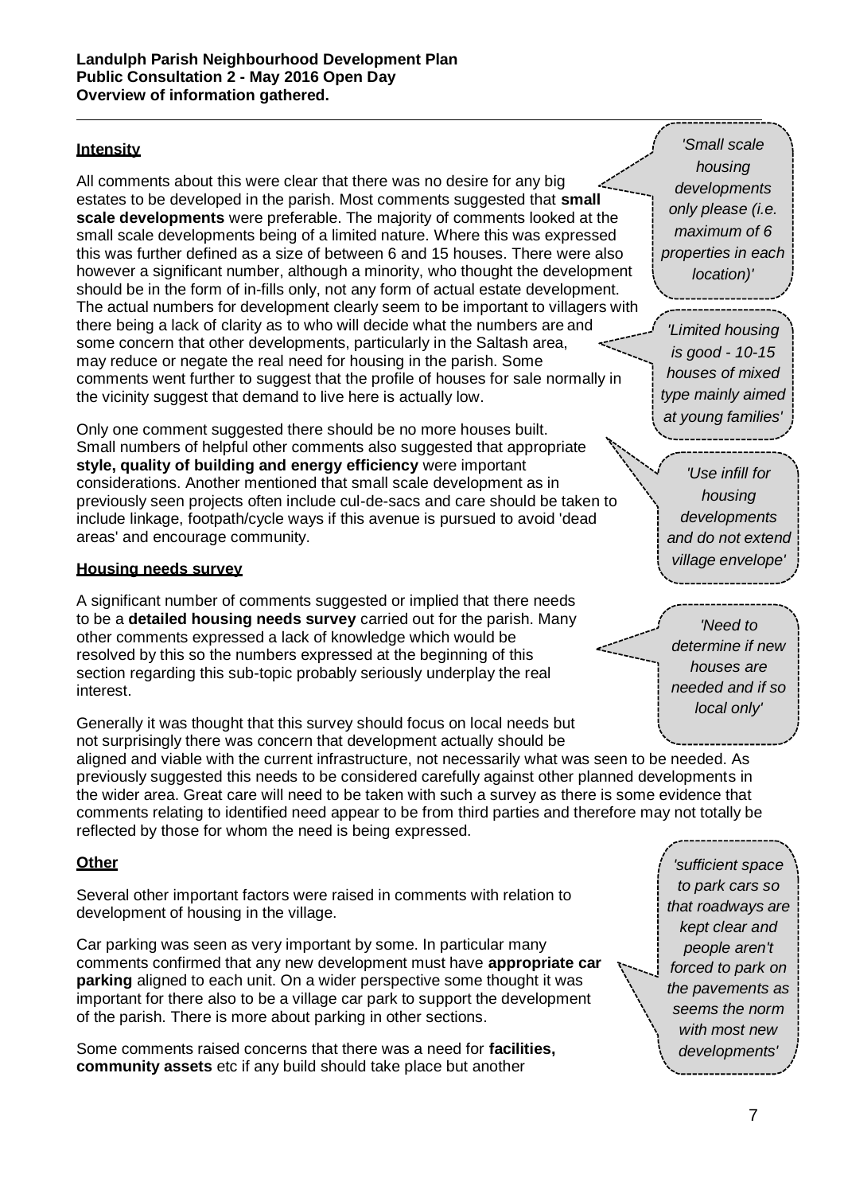**Landulph Parish Neighbourhood Development Plan**
**Public Consultation 2 - May 2016 Open Day**
**Overview of information gathered.**

## Intensity

All comments about this were clear that there was no desire for any big estates to be developed in the parish. Most comments suggested that **small scale developments** were preferable. The majority of comments looked at the small scale developments being of a limited nature. Where this was expressed this was further defined as a size of between 6 and 15 houses. There were also however a significant number, although a minority, who thought the development should be in the form of in-fills only, not any form of actual estate development. The actual numbers for development clearly seem to be important to villagers with there being a lack of clarity as to who will decide what the numbers are and some concern that other developments, particularly in the Saltash area, may reduce or negate the real need for housing in the parish. Some comments went further to suggest that the profile of houses for sale normally in the vicinity suggest that demand to live here is actually low.

> *'Small scale housing developments only please (i.e. maximum of 6 properties in each location)'*

> *'Limited housing is good - 10-15 houses of mixed type mainly aimed at young families'*

Only one comment suggested there should be no more houses built. Small numbers of helpful other comments also suggested that appropriate **style, quality of building and energy efficiency** were important considerations. Another mentioned that small scale development as in previously seen projects often include cul-de-sacs and care should be taken to include linkage, footpath/cycle ways if this avenue is pursued to avoid 'dead areas' and encourage community.

> *'Use infill for housing developments and do not extend village envelope'*

## Housing needs survey

A significant number of comments suggested or implied that there needs to be a **detailed housing needs survey** carried out for the parish. Many other comments expressed a lack of knowledge which would be resolved by this so the numbers expressed at the beginning of this section regarding this sub-topic probably seriously underplay the real interest.

> *'Need to determine if new houses are needed and if so local only'*

Generally it was thought that this survey should focus on local needs but not surprisingly there was concern that development actually should be aligned and viable with the current infrastructure, not necessarily what was seen to be needed. As previously suggested this needs to be considered carefully against other planned developments in the wider area. Great care will need to be taken with such a survey as there is some evidence that comments relating to identified need appear to be from third parties and therefore may not totally be reflected by those for whom the need is being expressed.

## Other

Several other important factors were raised in comments with relation to development of housing in the village.

Car parking was seen as very important by some. In particular many comments confirmed that any new development must have **appropriate car parking** aligned to each unit. On a wider perspective some thought it was important for there also to be a village car park to support the development of the parish. There is more about parking in other sections.

> *'sufficient space to park cars so that roadways are kept clear and people aren't forced to park on the pavements as seems the norm with most new developments'*

Some comments raised concerns that there was a need for **facilities, community assets** etc if any build should take place but another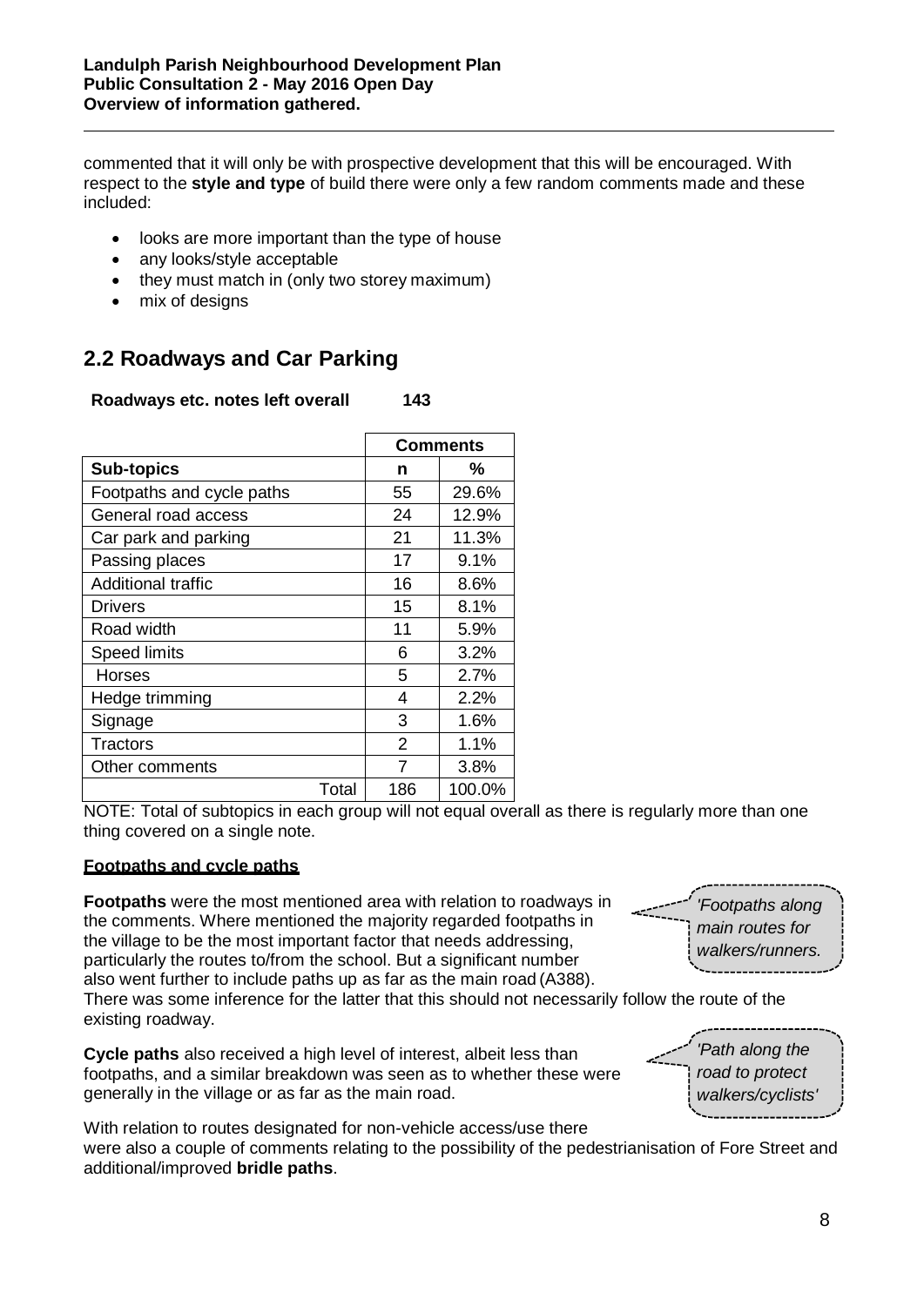commented that it will only be with prospective development that this will be encouraged. With respect to the **style and type** of build there were only a few random comments made and these included:

- looks are more important than the type of house
- any looks/style acceptable
- they must match in (only two storey maximum)
- mix of designs

## 2.2 Roadways and Car Parking

**Roadways etc. notes left overall 143**

| | Comments | |
|---|---|---|
| **Sub-topics** | **n** | **%** |
| Footpaths and cycle paths | 55 | 29.6% |
| General road access | 24 | 12.9% |
| Car park and parking | 21 | 11.3% |
| Passing places | 17 | 9.1% |
| Additional traffic | 16 | 8.6% |
| Drivers | 15 | 8.1% |
| Road width | 11 | 5.9% |
| Speed limits | 6 | 3.2% |
| Horses | 5 | 2.7% |
| Hedge trimming | 4 | 2.2% |
| Signage | 3 | 1.6% |
| Tractors | 2 | 1.1% |
| Other comments | 7 | 3.8% |
| Total | 186 | 100.0% |

NOTE: Total of subtopics in each group will not equal overall as there is regularly more than one thing covered on a single note.

**Footpaths and cycle paths**

**Footpaths** were the most mentioned area with relation to roadways in the comments. Where mentioned the majority regarded footpaths in the village to be the most important factor that needs addressing, particularly the routes to/from the school. But a significant number also went further to include paths up as far as the main road (A388). There was some inference for the latter that this should not necessarily follow the route of the existing roadway.

*'Footpaths along main routes for walkers/runners.*

**Cycle paths** also received a high level of interest, albeit less than footpaths, and a similar breakdown was seen as to whether these were generally in the village or as far as the main road.

*'Path along the road to protect walkers/cyclists'*

With relation to routes designated for non-vehicle access/use there were also a couple of comments relating to the possibility of the pedestrianisation of Fore Street and additional/improved **bridle paths**.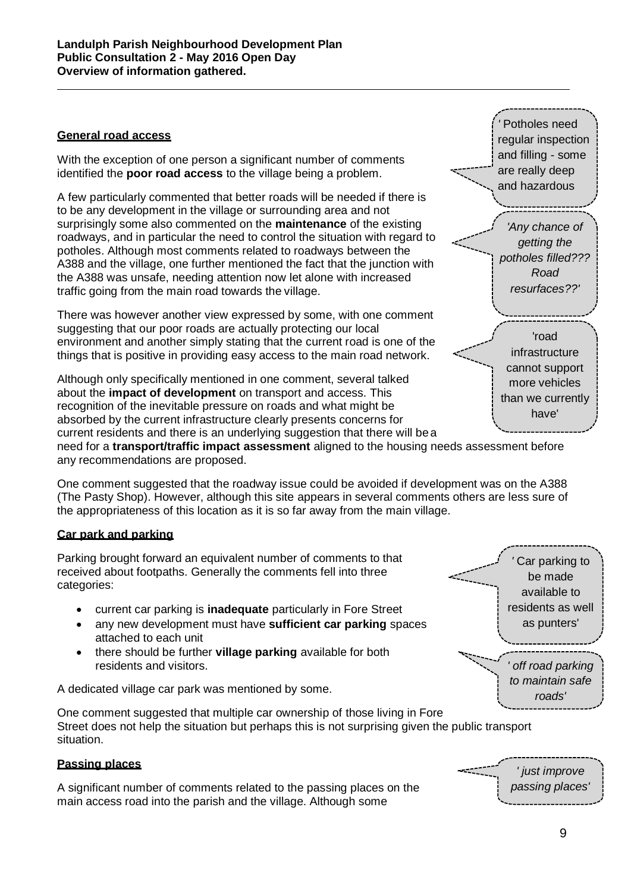**Landulph Parish Neighbourhood Development Plan**
**Public Consultation 2 - May 2016 Open Day**
**Overview of information gathered.**

### General road access

With the exception of one person a significant number of comments identified the **poor road access** to the village being a problem.

A few particularly commented that better roads will be needed if there is to be any development in the village or surrounding area and not surprisingly some also commented on the **maintenance** of the existing roadways, and in particular the need to control the situation with regard to potholes. Although most comments related to roadways between the A388 and the village, one further mentioned the fact that the junction with the A388 was unsafe, needing attention now let alone with increased traffic going from the main road towards the village.

There was however another view expressed by some, with one comment suggesting that our poor roads are actually protecting our local environment and another simply stating that the current road is one of the things that is positive in providing easy access to the main road network.

Although only specifically mentioned in one comment, several talked about the **impact of development** on transport and access. This recognition of the inevitable pressure on roads and what might be absorbed by the current infrastructure clearly presents concerns for current residents and there is an underlying suggestion that there will be a need for a **transport/traffic impact assessment** aligned to the housing needs assessment before any recommendations are proposed.

One comment suggested that the roadway issue could be avoided if development was on the A388 (The Pasty Shop). However, although this site appears in several comments others are less sure of the appropriateness of this location as it is so far away from the main village.

> ' Potholes need regular inspection and filling - some are really deep and hazardous

> *'Any chance of getting the potholes filled??? Road resurfaces??'*

> 'road infrastructure cannot support more vehicles than we currently have'

### Car park and parking

Parking brought forward an equivalent number of comments to that received about footpaths. Generally the comments fell into three categories:

- current car parking is **inadequate** particularly in Fore Street
- any new development must have **sufficient car parking** spaces attached to each unit
- there should be further **village parking** available for both residents and visitors.

A dedicated village car park was mentioned by some.

One comment suggested that multiple car ownership of those living in Fore Street does not help the situation but perhaps this is not surprising given the public transport situation.

> ' Car parking to be made available to residents as well as punters'

> *' off road parking to maintain safe roads'*

### Passing places

A significant number of comments related to the passing places on the main access road into the parish and the village. Although some

> *' just improve passing places'*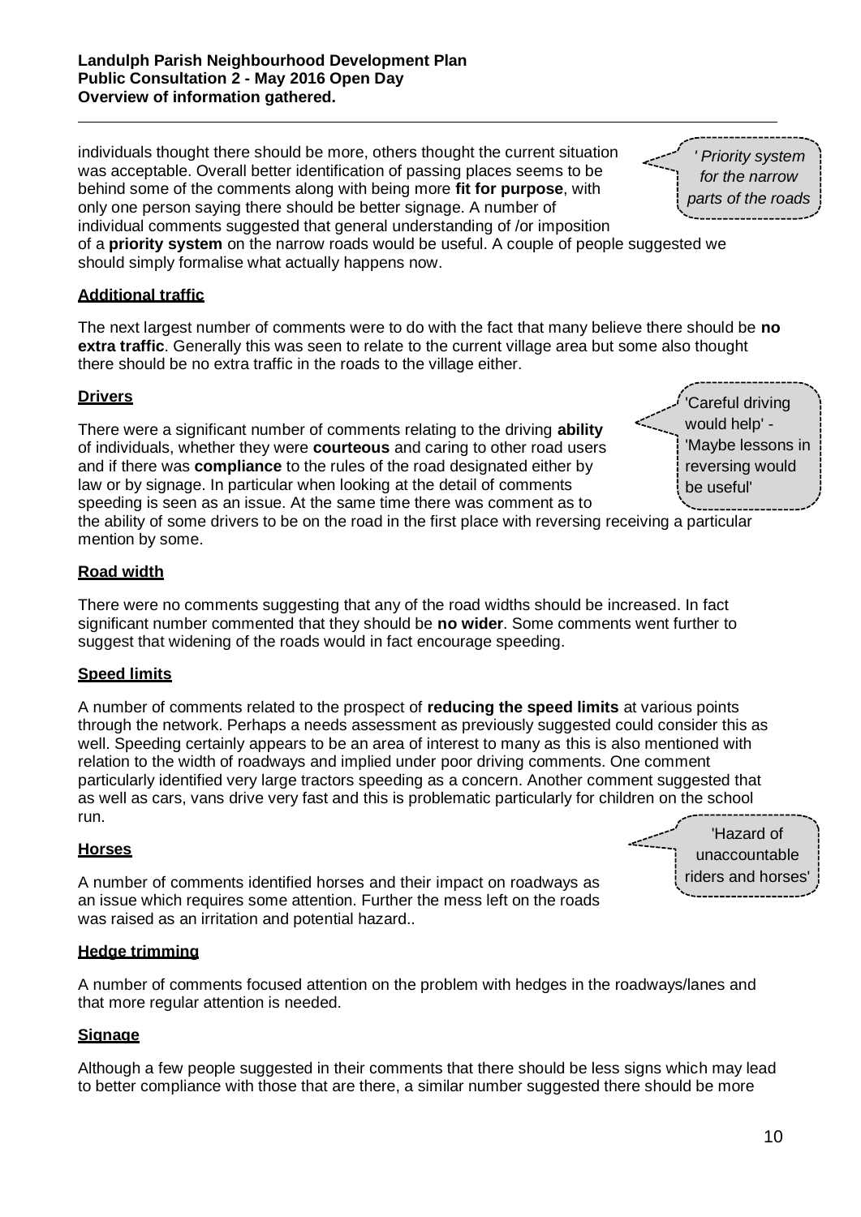individuals thought there should be more, others thought the current situation was acceptable. Overall better identification of passing places seems to be behind some of the comments along with being more **fit for purpose**, with only one person saying there should be better signage. A number of individual comments suggested that general understanding of /or imposition of a **priority system** on the narrow roads would be useful. A couple of people suggested we should simply formalise what actually happens now.

> *' Priority system for the narrow parts of the roads*

## Additional traffic

The next largest number of comments were to do with the fact that many believe there should be **no extra traffic**. Generally this was seen to relate to the current village area but some also thought there should be no extra traffic in the roads to the village either.

## Drivers

There were a significant number of comments relating to the driving **ability** of individuals, whether they were **courteous** and caring to other road users and if there was **compliance** to the rules of the road designated either by law or by signage. In particular when looking at the detail of comments speeding is seen as an issue. At the same time there was comment as to the ability of some drivers to be on the road in the first place with reversing receiving a particular mention by some.

> 'Careful driving would help' - 'Maybe lessons in reversing would be useful'

## Road width

There were no comments suggesting that any of the road widths should be increased. In fact significant number commented that they should be **no wider**. Some comments went further to suggest that widening of the roads would in fact encourage speeding.

## Speed limits

A number of comments related to the prospect of **reducing the speed limits** at various points through the network. Perhaps a needs assessment as previously suggested could consider this as well. Speeding certainly appears to be an area of interest to many as this is also mentioned with relation to the width of roadways and implied under poor driving comments. One comment particularly identified very large tractors speeding as a concern. Another comment suggested that as well as cars, vans drive very fast and this is problematic particularly for children on the school run.

## Horses

A number of comments identified horses and their impact on roadways as an issue which requires some attention. Further the mess left on the roads was raised as an irritation and potential hazard..

> 'Hazard of unaccountable riders and horses'

## Hedge trimming

A number of comments focused attention on the problem with hedges in the roadways/lanes and that more regular attention is needed.

## Signage

Although a few people suggested in their comments that there should be less signs which may lead to better compliance with those that are there, a similar number suggested there should be more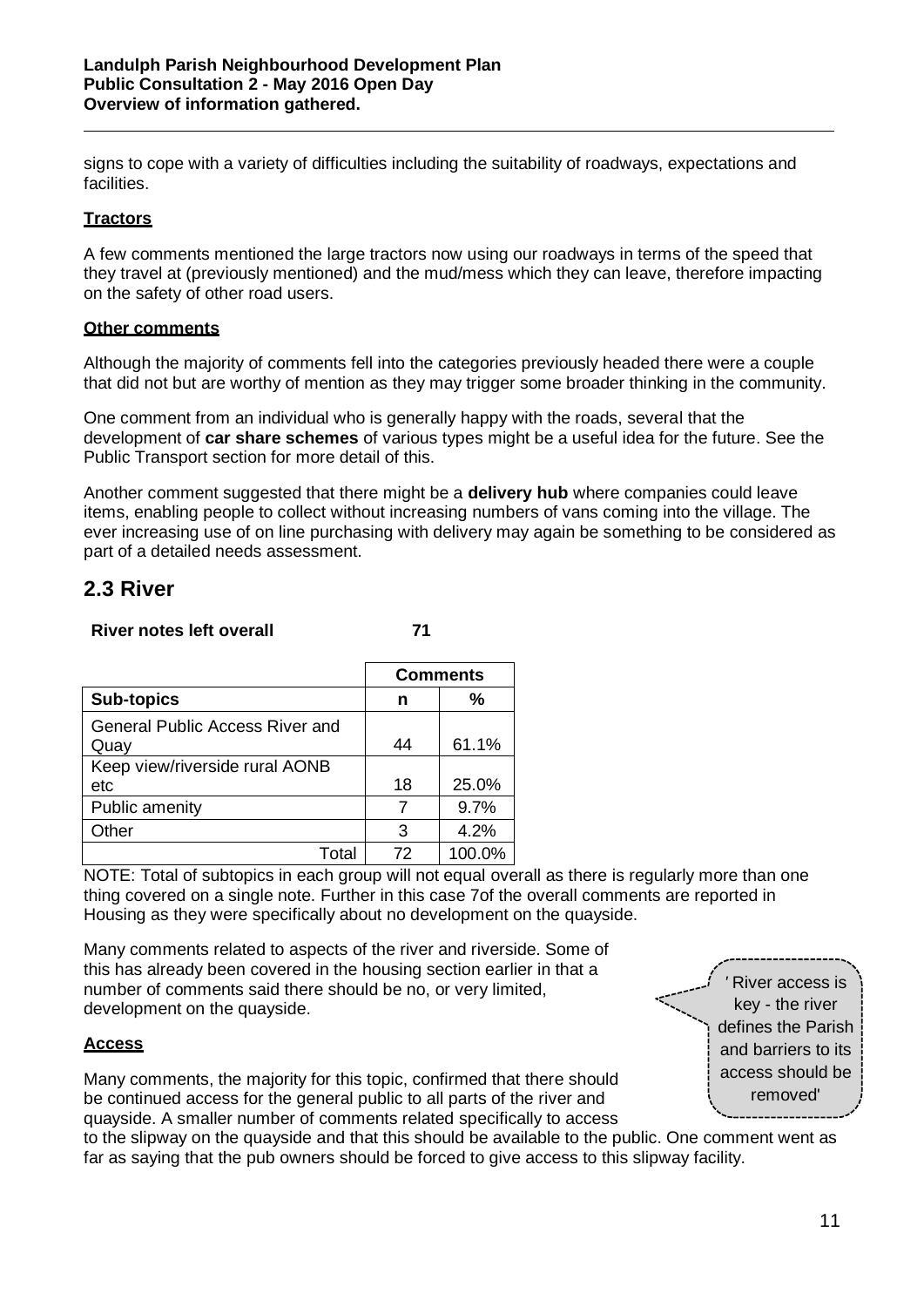signs to cope with a variety of difficulties including the suitability of roadways, expectations and facilities.

**Tractors**

A few comments mentioned the large tractors now using our roadways in terms of the speed that they travel at (previously mentioned) and the mud/mess which they can leave, therefore impacting on the safety of other road users.

**Other comments**

Although the majority of comments fell into the categories previously headed there were a couple that did not but are worthy of mention as they may trigger some broader thinking in the community.

One comment from an individual who is generally happy with the roads, several that the development of **car share schemes** of various types might be a useful idea for the future. See the Public Transport section for more detail of this.

Another comment suggested that there might be a **delivery hub** where companies could leave items, enabling people to collect without increasing numbers of vans coming into the village. The ever increasing use of on line purchasing with delivery may again be something to be considered as part of a detailed needs assessment.

## 2.3 River

**River notes left overall 71**

| | Comments | |
|---|---|---|
| **Sub-topics** | **n** | **%** |
| General Public Access River and Quay | 44 | 61.1% |
| Keep view/riverside rural AONB etc | 18 | 25.0% |
| Public amenity | 7 | 9.7% |
| Other | 3 | 4.2% |
| Total | 72 | 100.0% |

NOTE: Total of subtopics in each group will not equal overall as there is regularly more than one thing covered on a single note. Further in this case 7of the overall comments are reported in Housing as they were specifically about no development on the quayside.

Many comments related to aspects of the river and riverside. Some of this has already been covered in the housing section earlier in that a number of comments said there should be no, or very limited, development on the quayside.

'River access is key - the river defines the Parish and barriers to its access should be removed'

**Access**

Many comments, the majority for this topic, confirmed that there should be continued access for the general public to all parts of the river and quayside. A smaller number of comments related specifically to access to the slipway on the quayside and that this should be available to the public. One comment went as far as saying that the pub owners should be forced to give access to this slipway facility.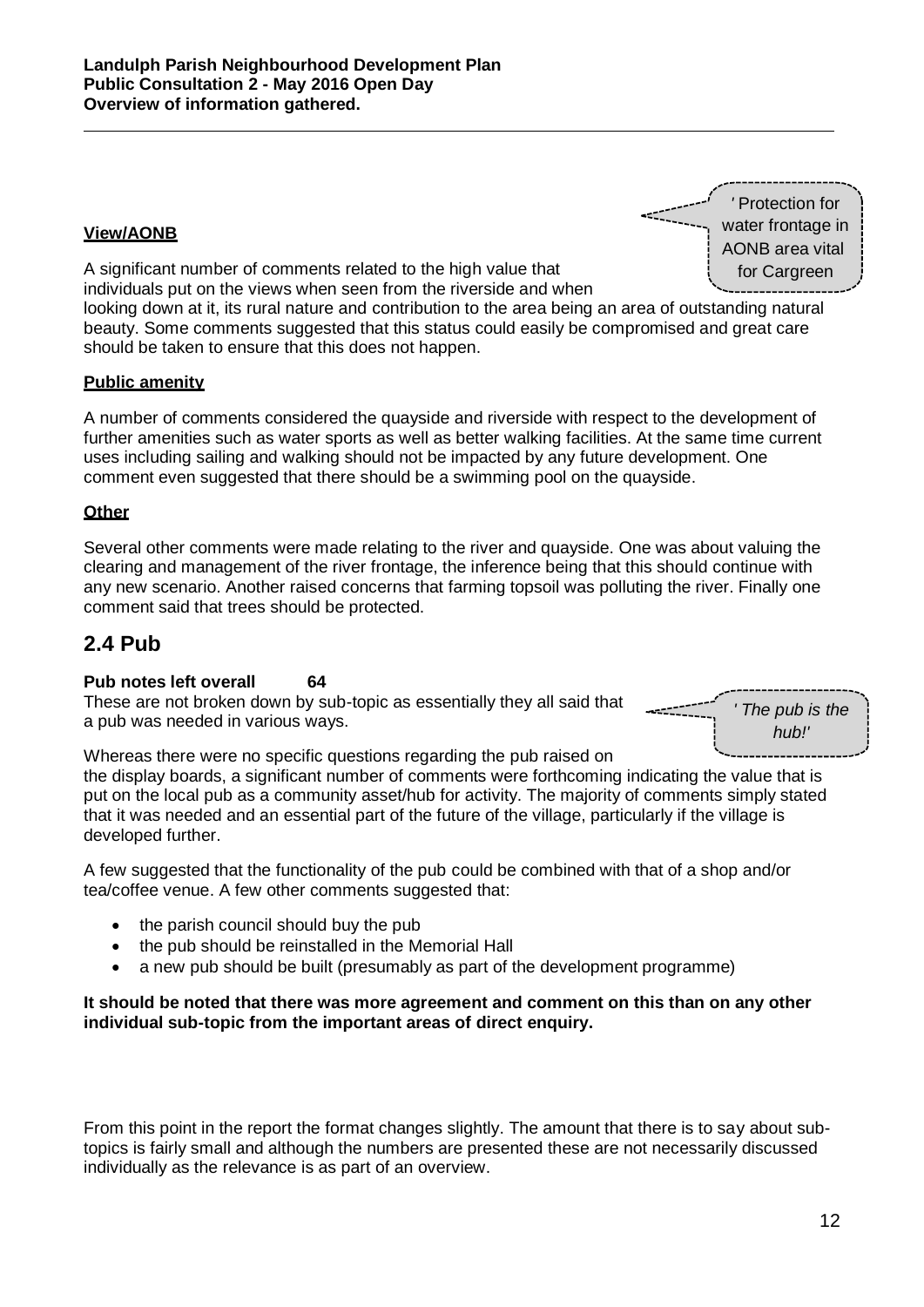**View/AONB**

> ' Protection for water frontage in AONB area vital for Cargreen

A significant number of comments related to the high value that individuals put on the views when seen from the riverside and when looking down at it, its rural nature and contribution to the area being an area of outstanding natural beauty. Some comments suggested that this status could easily be compromised and great care should be taken to ensure that this does not happen.

**Public amenity**

A number of comments considered the quayside and riverside with respect to the development of further amenities such as water sports as well as better walking facilities. At the same time current uses including sailing and walking should not be impacted by any future development. One comment even suggested that there should be a swimming pool on the quayside.

**Other**

Several other comments were made relating to the river and quayside. One was about valuing the clearing and management of the river frontage, the inference being that this should continue with any new scenario. Another raised concerns that farming topsoil was polluting the river. Finally one comment said that trees should be protected.

## 2.4 Pub

**Pub notes left overall 64**

These are not broken down by sub-topic as essentially they all said that a pub was needed in various ways.

> *' The pub is the hub!'*

Whereas there were no specific questions regarding the pub raised on the display boards, a significant number of comments were forthcoming indicating the value that is put on the local pub as a community asset/hub for activity. The majority of comments simply stated that it was needed and an essential part of the future of the village, particularly if the village is developed further.

A few suggested that the functionality of the pub could be combined with that of a shop and/or tea/coffee venue. A few other comments suggested that:

- the parish council should buy the pub
- the pub should be reinstalled in the Memorial Hall
- a new pub should be built (presumably as part of the development programme)

**It should be noted that there was more agreement and comment on this than on any other individual sub-topic from the important areas of direct enquiry.**

From this point in the report the format changes slightly. The amount that there is to say about sub-topics is fairly small and although the numbers are presented these are not necessarily discussed individually as the relevance is as part of an overview.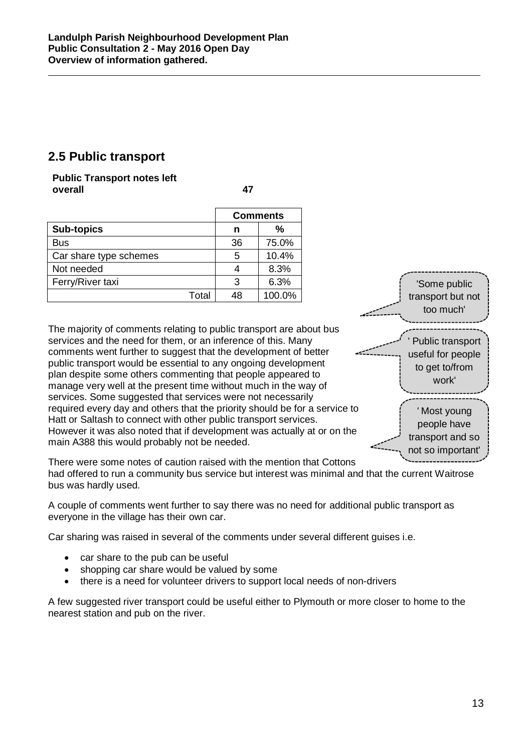## 2.5 Public transport

**Public Transport notes left overall** **47**

| | Comments | |
|---|---|---|
| **Sub-topics** | **n** | **%** |
| Bus | 36 | 75.0% |
| Car share type schemes | 5 | 10.4% |
| Not needed | 4 | 8.3% |
| Ferry/River taxi | 3 | 6.3% |
| Total | 48 | 100.0% |

'Some public transport but not too much'

' Public transport useful for people to get to/from work'

' Most young people have transport and so not so important'

The majority of comments relating to public transport are about bus services and the need for them, or an inference of this. Many comments went further to suggest that the development of better public transport would be essential to any ongoing development plan despite some others commenting that people appeared to manage very well at the present time without much in the way of services. Some suggested that services were not necessarily required every day and others that the priority should be for a service to Hatt or Saltash to connect with other public transport services. However it was also noted that if development was actually at or on the main A388 this would probably not be needed.

There were some notes of caution raised with the mention that Cottons had offered to run a community bus service but interest was minimal and that the current Waitrose bus was hardly used.

A couple of comments went further to say there was no need for additional public transport as everyone in the village has their own car.

Car sharing was raised in several of the comments under several different guises i.e.

- car share to the pub can be useful
- shopping car share would be valued by some
- there is a need for volunteer drivers to support local needs of non-drivers

A few suggested river transport could be useful either to Plymouth or more closer to home to the nearest station and pub on the river.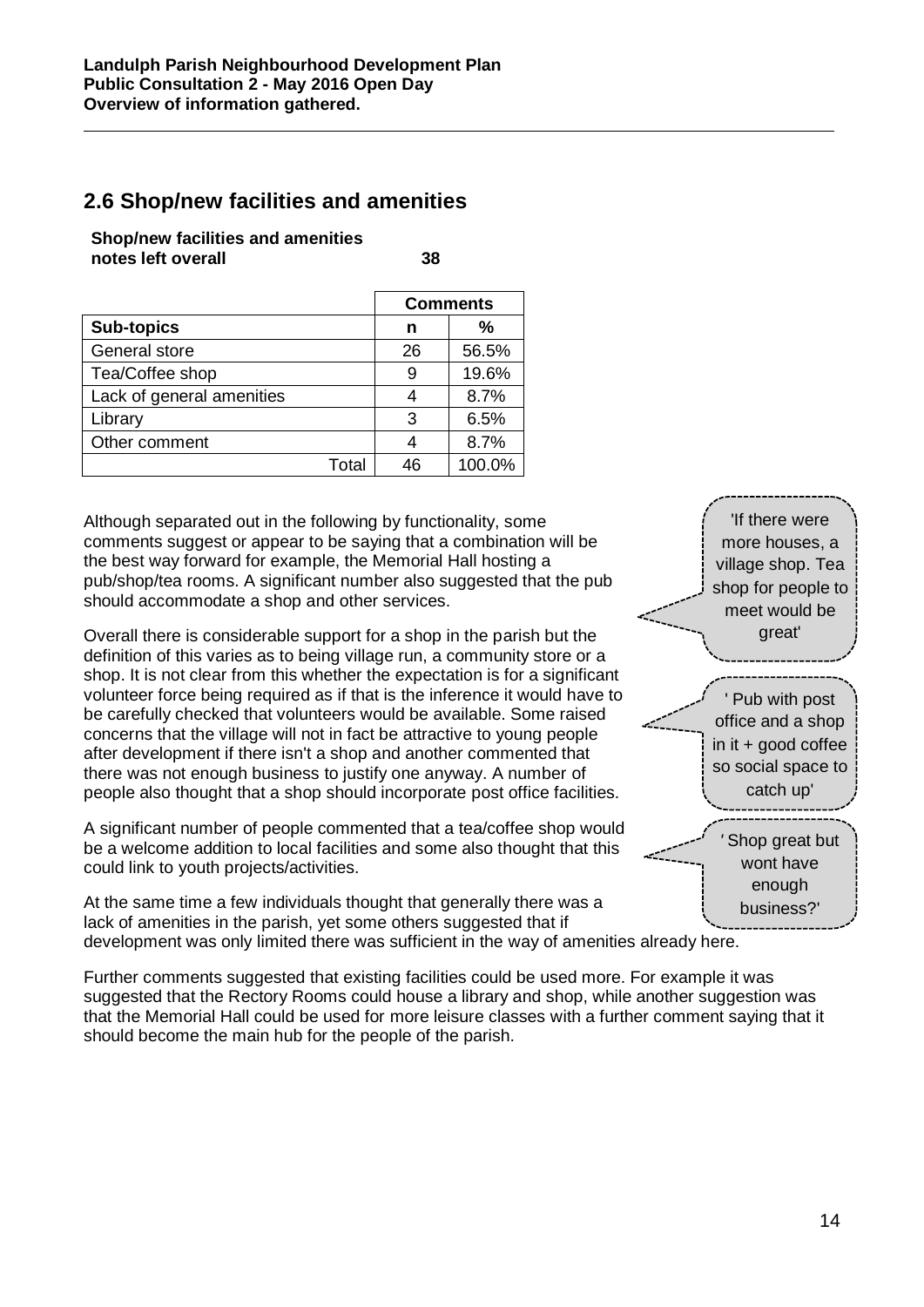## 2.6 Shop/new facilities and amenities

**Shop/new facilities and amenities notes left overall** **38**

| | Comments | |
|---|---|---|
| **Sub-topics** | **n** | **%** |
| General store | 26 | 56.5% |
| Tea/Coffee shop | 9 | 19.6% |
| Lack of general amenities | 4 | 8.7% |
| Library | 3 | 6.5% |
| Other comment | 4 | 8.7% |
| Total | 46 | 100.0% |

Although separated out in the following by functionality, some comments suggest or appear to be saying that a combination will be the best way forward for example, the Memorial Hall hosting a pub/shop/tea rooms. A significant number also suggested that the pub should accommodate a shop and other services.

Overall there is considerable support for a shop in the parish but the definition of this varies as to being village run, a community store or a shop. It is not clear from this whether the expectation is for a significant volunteer force being required as if that is the inference it would have to be carefully checked that volunteers would be available. Some raised concerns that the village will not in fact be attractive to young people after development if there isn't a shop and another commented that there was not enough business to justify one anyway. A number of people also thought that a shop should incorporate post office facilities.

A significant number of people commented that a tea/coffee shop would be a welcome addition to local facilities and some also thought that this could link to youth projects/activities.

At the same time a few individuals thought that generally there was a lack of amenities in the parish, yet some others suggested that if development was only limited there was sufficient in the way of amenities already here.

Further comments suggested that existing facilities could be used more. For example it was suggested that the Rectory Rooms could house a library and shop, while another suggestion was that the Memorial Hall could be used for more leisure classes with a further comment saying that it should become the main hub for the people of the parish.

'If there were more houses, a village shop. Tea shop for people to meet would be great'

' Pub with post office and a shop in it + good coffee so social space to catch up'

' Shop great but wont have enough business?'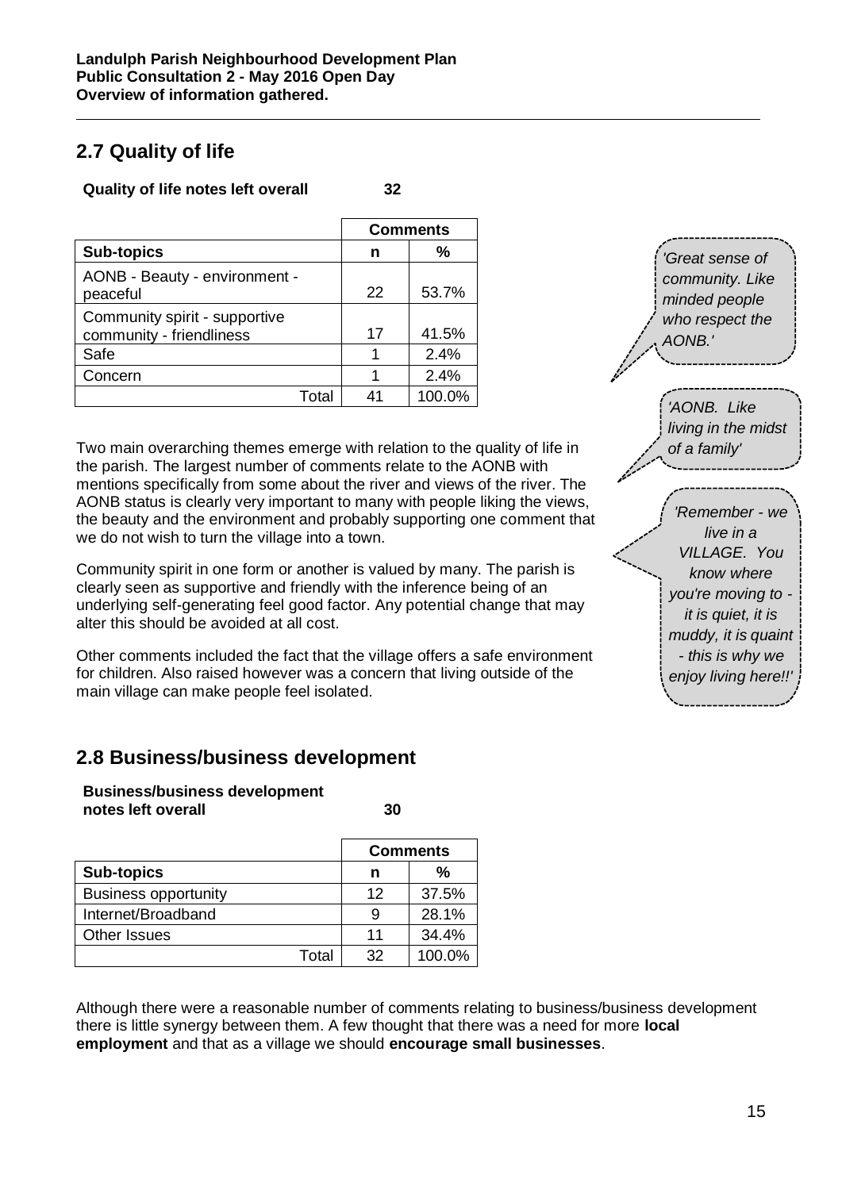## 2.7 Quality of life

**Quality of life notes left overall 32**

| | Comments | |
|---|---|---|
| **Sub-topics** | **n** | **%** |
| AONB - Beauty - environment - peaceful | 22 | 53.7% |
| Community spirit - supportive community - friendliness | 17 | 41.5% |
| Safe | 1 | 2.4% |
| Concern | 1 | 2.4% |
| Total | 41 | 100.0% |

*'Great sense of community. Like minded people who respect the AONB.'*

*'AONB. Like living in the midst of a family'*

*'Remember - we live in a VILLAGE. You know where you're moving to - it is quiet, it is muddy, it is quaint - this is why we enjoy living here!!'*

Two main overarching themes emerge with relation to the quality of life in the parish. The largest number of comments relate to the AONB with mentions specifically from some about the river and views of the river. The AONB status is clearly very important to many with people liking the views, the beauty and the environment and probably supporting one comment that we do not wish to turn the village into a town.

Community spirit in one form or another is valued by many. The parish is clearly seen as supportive and friendly with the inference being of an underlying self-generating feel good factor. Any potential change that may alter this should be avoided at all cost.

Other comments included the fact that the village offers a safe environment for children. Also raised however was a concern that living outside of the main village can make people feel isolated.

## 2.8 Business/business development

**Business/business development notes left overall 30**

| | Comments | |
|---|---|---|
| **Sub-topics** | **n** | **%** |
| Business opportunity | 12 | 37.5% |
| Internet/Broadband | 9 | 28.1% |
| Other Issues | 11 | 34.4% |
| Total | 32 | 100.0% |

Although there were a reasonable number of comments relating to business/business development there is little synergy between them. A few thought that there was a need for more **local employment** and that as a village we should **encourage small businesses**.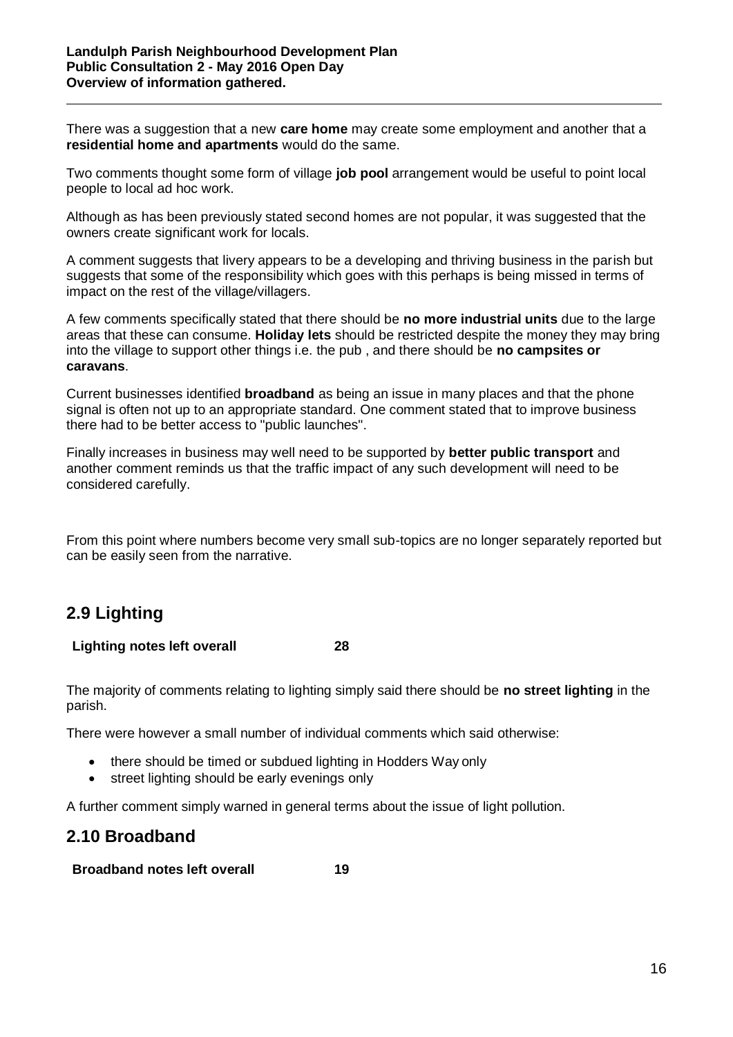There was a suggestion that a new **care home** may create some employment and another that a **residential home and apartments** would do the same.

Two comments thought some form of village **job pool** arrangement would be useful to point local people to local ad hoc work.

Although as has been previously stated second homes are not popular, it was suggested that the owners create significant work for locals.

A comment suggests that livery appears to be a developing and thriving business in the parish but suggests that some of the responsibility which goes with this perhaps is being missed in terms of impact on the rest of the village/villagers.

A few comments specifically stated that there should be **no more industrial units** due to the large areas that these can consume. **Holiday lets** should be restricted despite the money they may bring into the village to support other things i.e. the pub , and there should be **no campsites or caravans**.

Current businesses identified **broadband** as being an issue in many places and that the phone signal is often not up to an appropriate standard. One comment stated that to improve business there had to be better access to "public launches".

Finally increases in business may well need to be supported by **better public transport** and another comment reminds us that the traffic impact of any such development will need to be considered carefully.

From this point where numbers become very small sub-topics are no longer separately reported but can be easily seen from the narrative.

## 2.9 Lighting

**Lighting notes left overall** **28**

The majority of comments relating to lighting simply said there should be **no street lighting** in the parish.

There were however a small number of individual comments which said otherwise:

- there should be timed or subdued lighting in Hodders Way only
- street lighting should be early evenings only

A further comment simply warned in general terms about the issue of light pollution.

## 2.10 Broadband

**Broadband notes left overall** **19**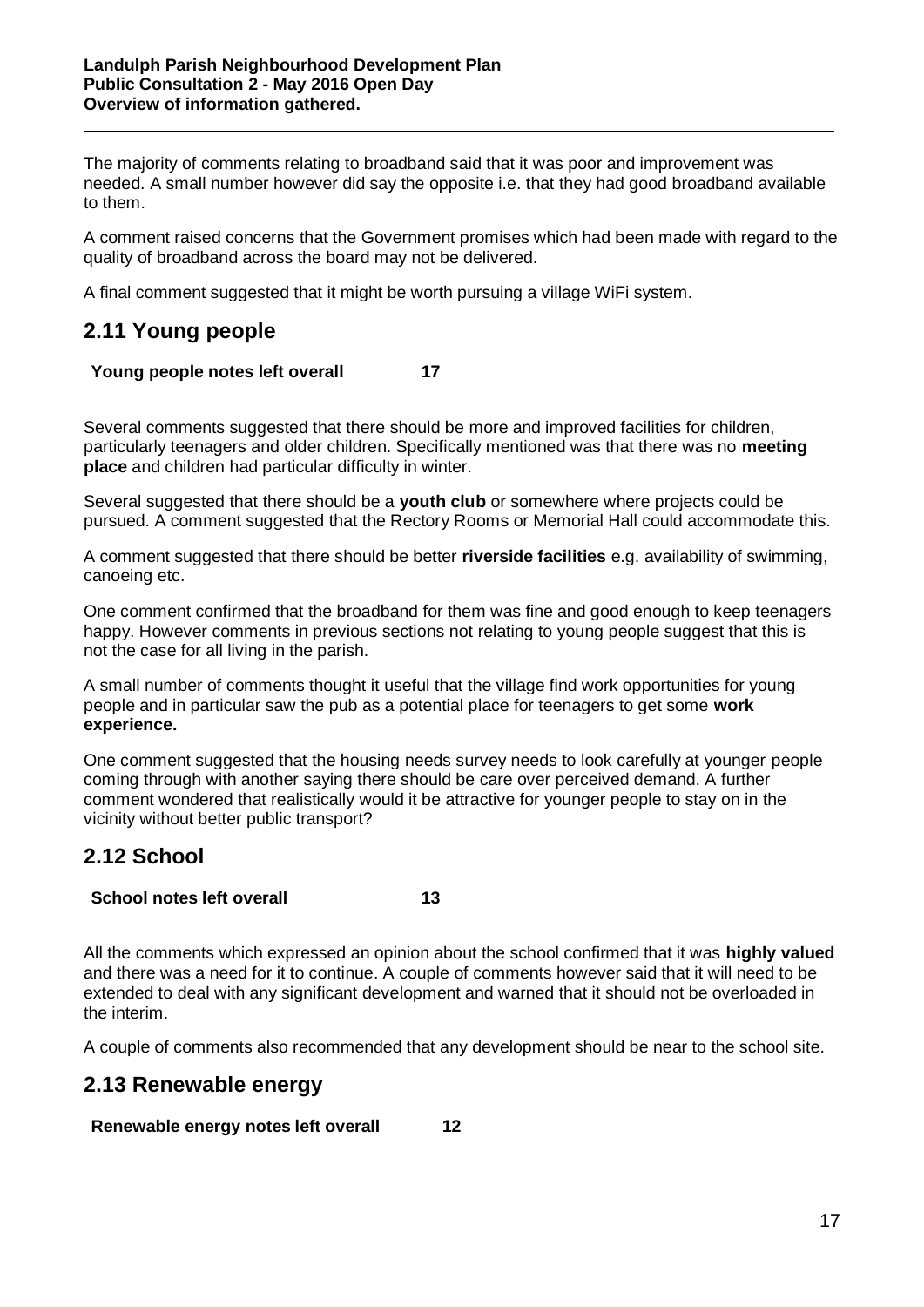The majority of comments relating to broadband said that it was poor and improvement was needed. A small number however did say the opposite i.e. that they had good broadband available to them.

A comment raised concerns that the Government promises which had been made with regard to the quality of broadband across the board may not be delivered.

A final comment suggested that it might be worth pursuing a village WiFi system.

## 2.11 Young people

| Young people notes left overall | 17 |
|---|---|

Several comments suggested that there should be more and improved facilities for children, particularly teenagers and older children. Specifically mentioned was that there was no **meeting place** and children had particular difficulty in winter.

Several suggested that there should be a **youth club** or somewhere where projects could be pursued. A comment suggested that the Rectory Rooms or Memorial Hall could accommodate this.

A comment suggested that there should be better **riverside facilities** e.g. availability of swimming, canoeing etc.

One comment confirmed that the broadband for them was fine and good enough to keep teenagers happy. However comments in previous sections not relating to young people suggest that this is not the case for all living in the parish.

A small number of comments thought it useful that the village find work opportunities for young people and in particular saw the pub as a potential place for teenagers to get some **work experience.**

One comment suggested that the housing needs survey needs to look carefully at younger people coming through with another saying there should be care over perceived demand. A further comment wondered that realistically would it be attractive for younger people to stay on in the vicinity without better public transport?

## 2.12 School

| School notes left overall | 13 |
|---|---|

All the comments which expressed an opinion about the school confirmed that it was **highly valued** and there was a need for it to continue. A couple of comments however said that it will need to be extended to deal with any significant development and warned that it should not be overloaded in the interim.

A couple of comments also recommended that any development should be near to the school site.

## 2.13 Renewable energy

| Renewable energy notes left overall | 12 |
|---|---|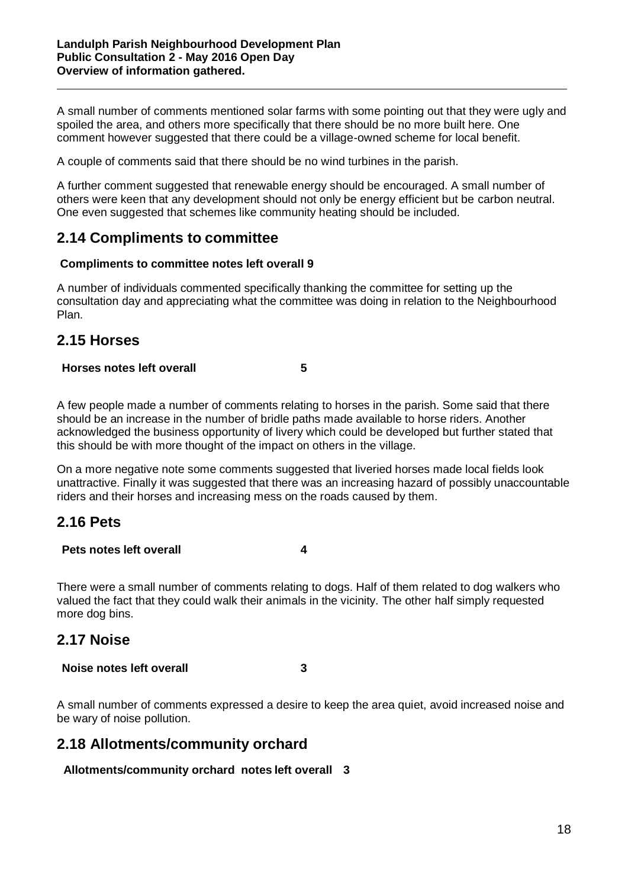A small number of comments mentioned solar farms with some pointing out that they were ugly and spoiled the area, and others more specifically that there should be no more built here. One comment however suggested that there could be a village-owned scheme for local benefit.

A couple of comments said that there should be no wind turbines in the parish.

A further comment suggested that renewable energy should be encouraged. A small number of others were keen that any development should not only be energy efficient but be carbon neutral. One even suggested that schemes like community heating should be included.

## 2.14 Compliments to committee

**Compliments to committee notes left overall 9**

A number of individuals commented specifically thanking the committee for setting up the consultation day and appreciating what the committee was doing in relation to the Neighbourhood Plan.

## 2.15 Horses

**Horses notes left overall 5**

A few people made a number of comments relating to horses in the parish. Some said that there should be an increase in the number of bridle paths made available to horse riders. Another acknowledged the business opportunity of livery which could be developed but further stated that this should be with more thought of the impact on others in the village.

On a more negative note some comments suggested that liveried horses made local fields look unattractive. Finally it was suggested that there was an increasing hazard of possibly unaccountable riders and their horses and increasing mess on the roads caused by them.

## 2.16 Pets

**Pets notes left overall 4**

There were a small number of comments relating to dogs. Half of them related to dog walkers who valued the fact that they could walk their animals in the vicinity. The other half simply requested more dog bins.

## 2.17 Noise

**Noise notes left overall 3**

A small number of comments expressed a desire to keep the area quiet, avoid increased noise and be wary of noise pollution.

## 2.18 Allotments/community orchard

**Allotments/community orchard notes left overall 3**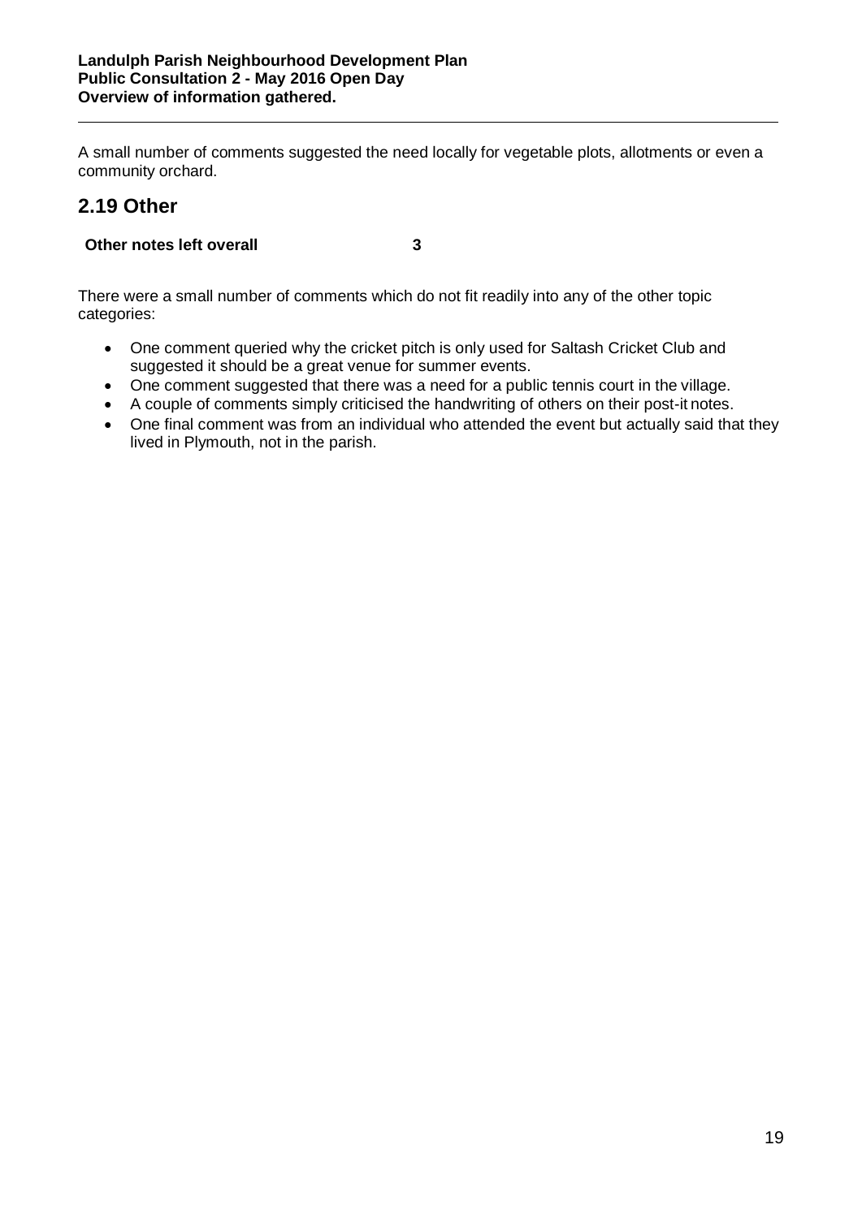A small number of comments suggested the need locally for vegetable plots, allotments or even a community orchard.

## 2.19 Other

| | |
|---|---|
| **Other notes left overall** | **3** |

There were a small number of comments which do not fit readily into any of the other topic categories:

- One comment queried why the cricket pitch is only used for Saltash Cricket Club and suggested it should be a great venue for summer events.
- One comment suggested that there was a need for a public tennis court in the village.
- A couple of comments simply criticised the handwriting of others on their post-it notes.
- One final comment was from an individual who attended the event but actually said that they lived in Plymouth, not in the parish.